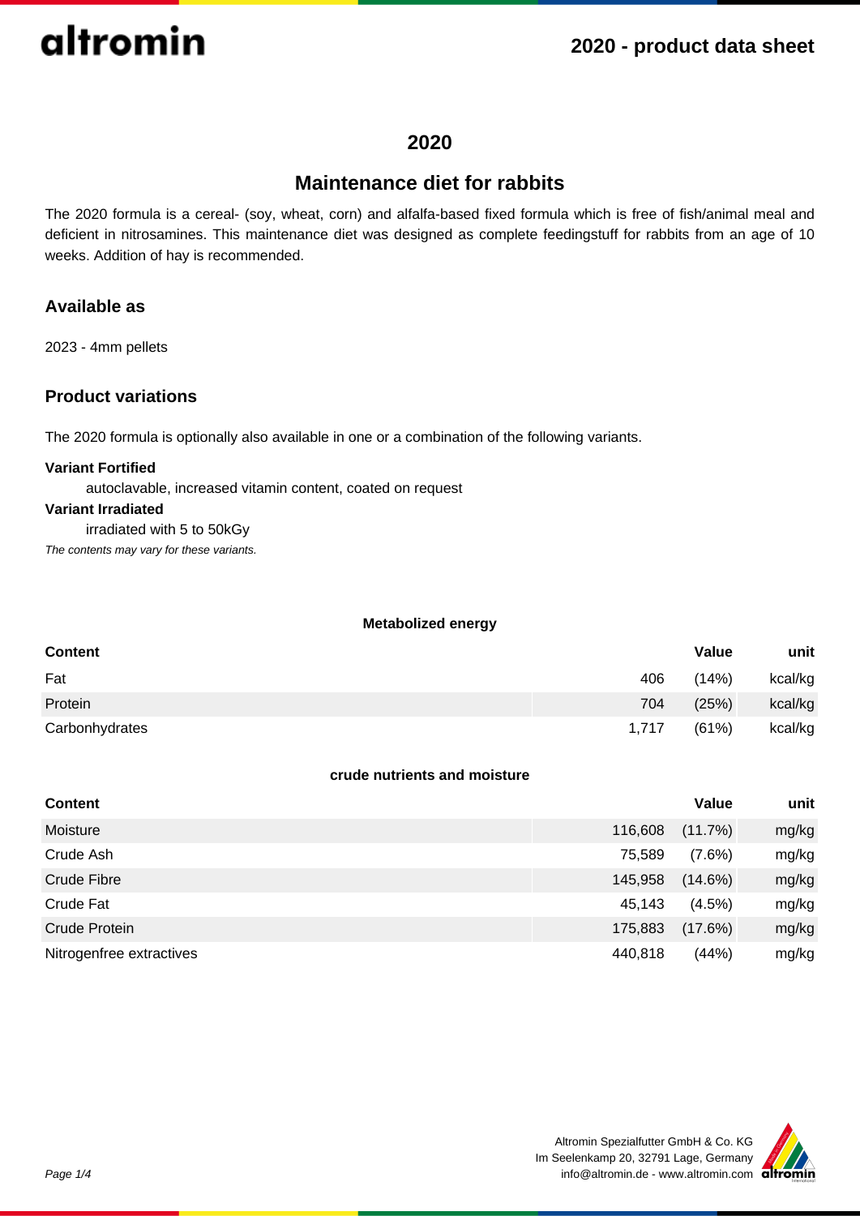# 2020

## Maintenance diet for rabbits

The 2020 formula is a cereal- (soy, wheat, corn) and alfalfa-based fixed formula which is free of fish/animal meal and deficient in nitrosamines. This maintenance diet was designed as complete feedingstuff for rabbits from an age of 10 weeks. Addition of hay is recommended.

### Available as

2023 - 4mm pellets

### Product variations

The 2020 formula is optionally also available in one or a combination of the following variants.

**Variant Fortified**

autoclavable, increased vitamin content, coated on request

**Variant Irradiated**

irradiated with 5 to 50kGy

*The contents may vary for these variants.*

**Metabolized energy**

| Content | Value | | unit |
|---|---|---|---|
| Fat | 406 | (14%) | kcal/kg |
| Protein | 704 | (25%) | kcal/kg |
| Carbonhydrates | 1,717 | (61%) | kcal/kg |

**crude nutrients and moisture**

| Content | Value | | unit |
|---|---|---|---|
| Moisture | 116,608 | (11.7%) | mg/kg |
| Crude Ash | 75,589 | (7.6%) | mg/kg |
| Crude Fibre | 145,958 | (14.6%) | mg/kg |
| Crude Fat | 45,143 | (4.5%) | mg/kg |
| Crude Protein | 175,883 | (17.6%) | mg/kg |
| Nitrogenfree extractives | 440,818 | (44%) | mg/kg |

Altromin Spezialfutter GmbH & Co. KG
Im Seelenkamp 20, 32791 Lage, Germany
info@altromin.de - www.altromin.com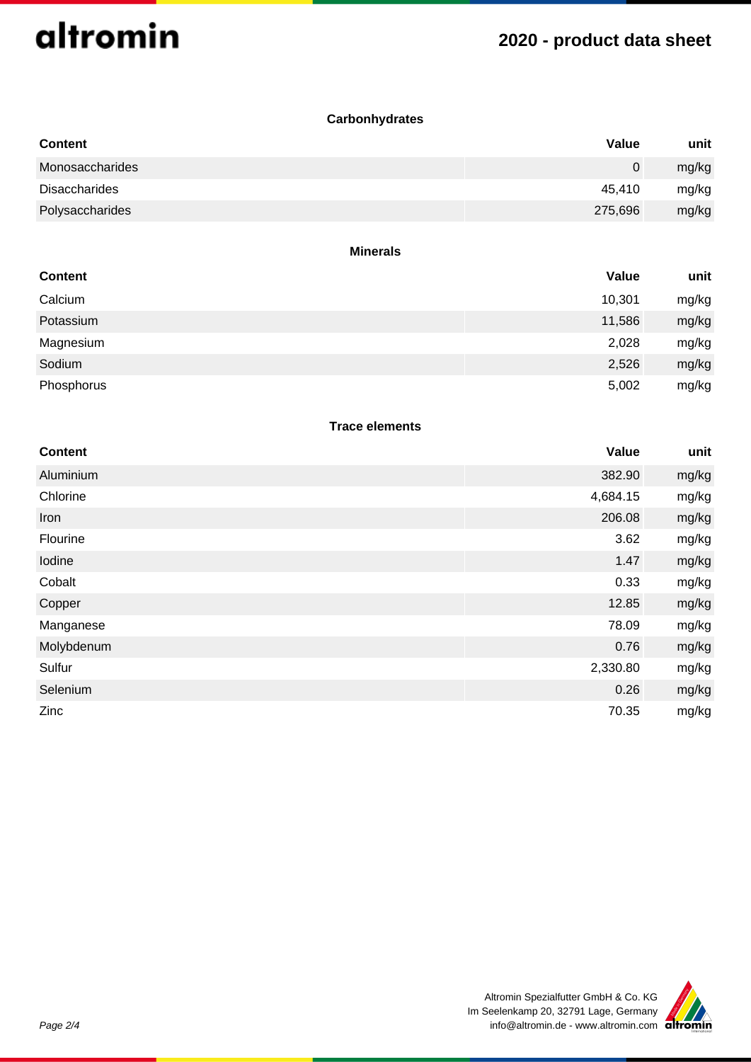## Carbonhydrates

| Content | Value | unit |
|---|---|---|
| Monosaccharides | 0 | mg/kg |
| Disaccharides | 45,410 | mg/kg |
| Polysaccharides | 275,696 | mg/kg |

## Minerals

| Content | Value | unit |
|---|---|---|
| Calcium | 10,301 | mg/kg |
| Potassium | 11,586 | mg/kg |
| Magnesium | 2,028 | mg/kg |
| Sodium | 2,526 | mg/kg |
| Phosphorus | 5,002 | mg/kg |

## Trace elements

| Content | Value | unit |
|---|---|---|
| Aluminium | 382.90 | mg/kg |
| Chlorine | 4,684.15 | mg/kg |
| Iron | 206.08 | mg/kg |
| Flourine | 3.62 | mg/kg |
| Iodine | 1.47 | mg/kg |
| Cobalt | 0.33 | mg/kg |
| Copper | 12.85 | mg/kg |
| Manganese | 78.09 | mg/kg |
| Molybdenum | 0.76 | mg/kg |
| Sulfur | 2,330.80 | mg/kg |
| Selenium | 0.26 | mg/kg |
| Zinc | 70.35 | mg/kg |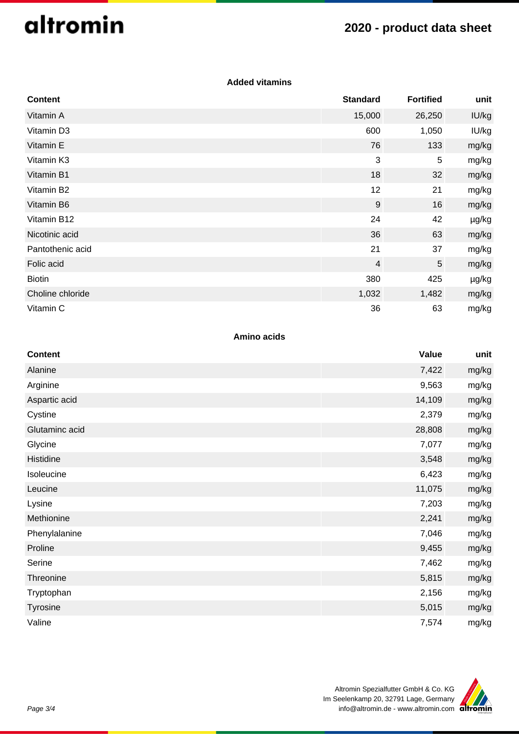### Added vitamins

| Content | Standard | Fortified | unit |
|---|---|---|---|
| Vitamin A | 15,000 | 26,250 | IU/kg |
| Vitamin D3 | 600 | 1,050 | IU/kg |
| Vitamin E | 76 | 133 | mg/kg |
| Vitamin K3 | 3 | 5 | mg/kg |
| Vitamin B1 | 18 | 32 | mg/kg |
| Vitamin B2 | 12 | 21 | mg/kg |
| Vitamin B6 | 9 | 16 | mg/kg |
| Vitamin B12 | 24 | 42 | µg/kg |
| Nicotinic acid | 36 | 63 | mg/kg |
| Pantothenic acid | 21 | 37 | mg/kg |
| Folic acid | 4 | 5 | mg/kg |
| Biotin | 380 | 425 | µg/kg |
| Choline chloride | 1,032 | 1,482 | mg/kg |
| Vitamin C | 36 | 63 | mg/kg |

### Amino acids

| Content | Value | unit |
|---|---|---|
| Alanine | 7,422 | mg/kg |
| Arginine | 9,563 | mg/kg |
| Aspartic acid | 14,109 | mg/kg |
| Cystine | 2,379 | mg/kg |
| Glutaminc acid | 28,808 | mg/kg |
| Glycine | 7,077 | mg/kg |
| Histidine | 3,548 | mg/kg |
| Isoleucine | 6,423 | mg/kg |
| Leucine | 11,075 | mg/kg |
| Lysine | 7,203 | mg/kg |
| Methionine | 2,241 | mg/kg |
| Phenylalanine | 7,046 | mg/kg |
| Proline | 9,455 | mg/kg |
| Serine | 7,462 | mg/kg |
| Threonine | 5,815 | mg/kg |
| Tryptophan | 2,156 | mg/kg |
| Tyrosine | 5,015 | mg/kg |
| Valine | 7,574 | mg/kg |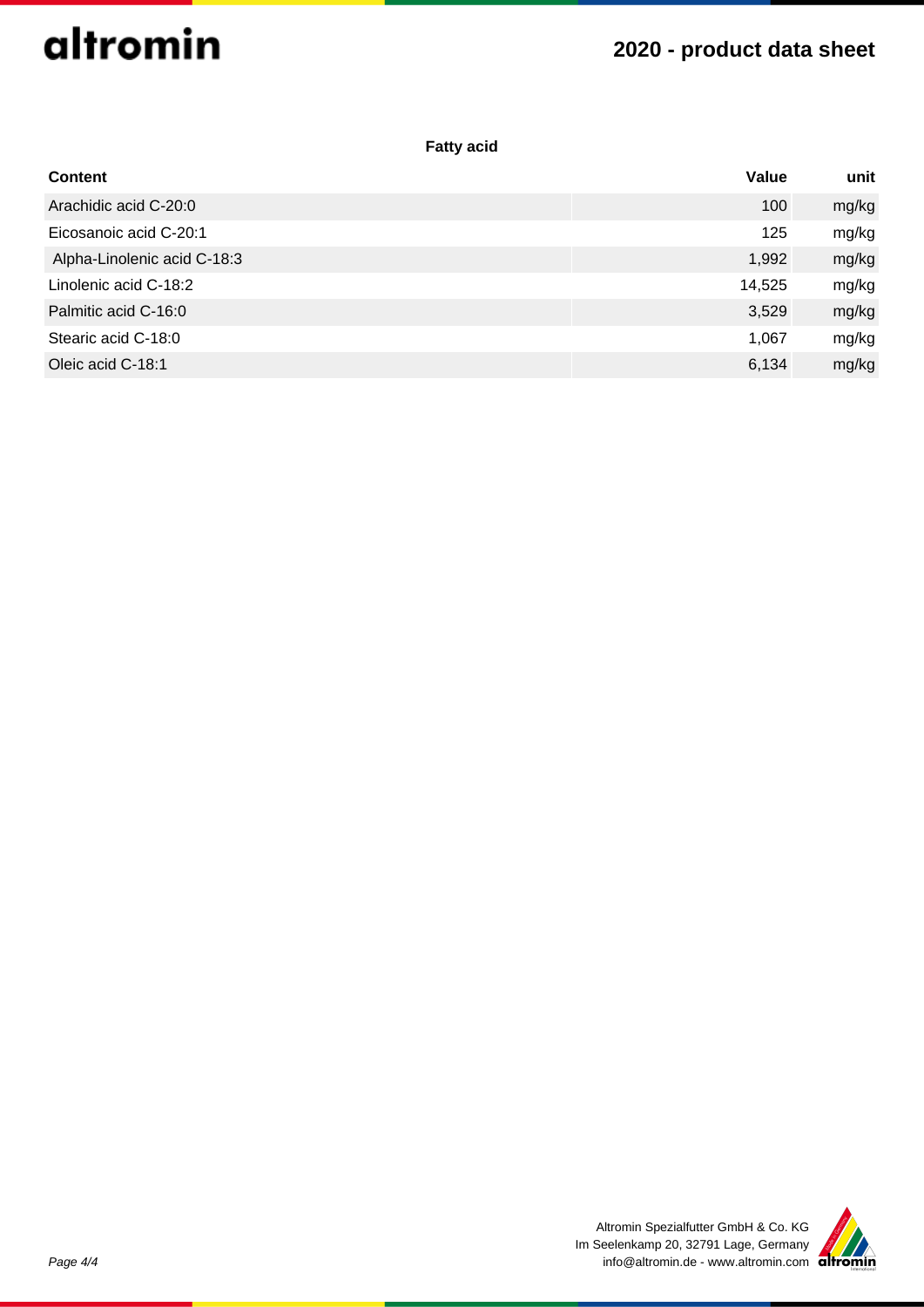**Fatty acid**

| Content | Value | unit |
|---|---|---|
| Arachidic acid C-20:0 | 100 | mg/kg |
| Eicosanoic acid C-20:1 | 125 | mg/kg |
| Alpha-Linolenic acid C-18:3 | 1,992 | mg/kg |
| Linolenic acid C-18:2 | 14,525 | mg/kg |
| Palmitic acid C-16:0 | 3,529 | mg/kg |
| Stearic acid C-18:0 | 1,067 | mg/kg |
| Oleic acid C-18:1 | 6,134 | mg/kg |